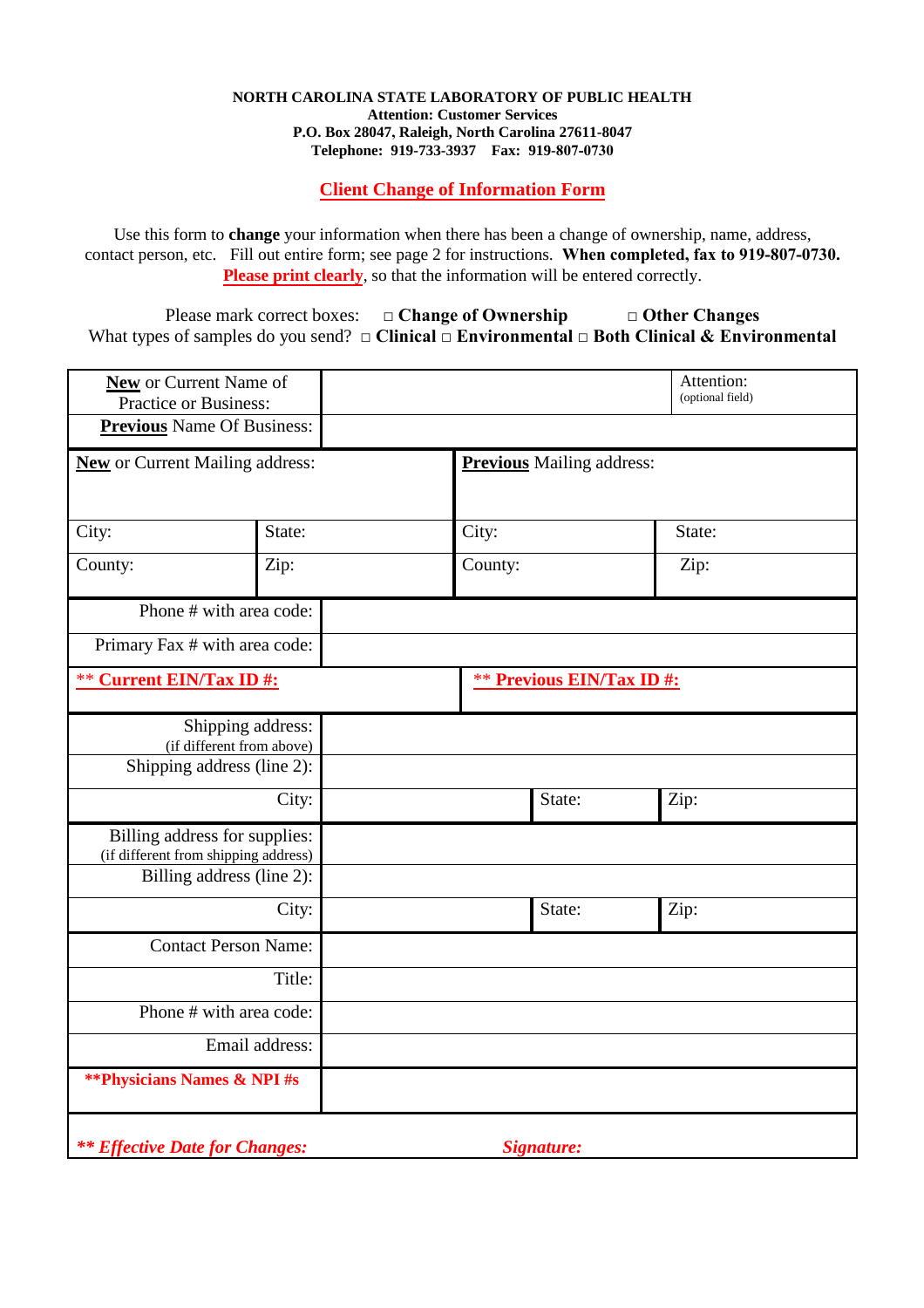**NORTH CAROLINA STATE LABORATORY OF PUBLIC HEALTH**
**Attention: Customer Services**
**P.O. Box 28047, Raleigh, North Carolina 27611-8047**
**Telephone: 919-733-3937 Fax: 919-807-0730**

## Client Change of Information Form

Use this form to **change** your information when there has been a change of ownership, name, address, contact person, etc. Fill out entire form; see page 2 for instructions. **When completed, fax to 919-807-0730.** **Please print clearly**, so that the information will be entered correctly.

Please mark correct boxes: □ **Change of Ownership** □ **Other Changes**
What types of samples do you send? □ **Clinical** □ **Environmental** □ **Both Clinical & Environmental**

| **New** or Current Name of Practice or Business: | | Attention: (optional field) |
|---|---|---|
| **Previous** Name Of Business: | | |

| **New** or Current Mailing address: | | **Previous** Mailing address: | |
|---|---|---|---|
| City: | State: | City: | State: |
| County: | Zip: | County: | Zip: |

| Phone # with area code: | |
|---|---|
| Primary Fax # with area code: | |

| **\*\* Current EIN/Tax ID #:** | **\*\* Previous EIN/Tax ID #:** |
|---|---|

| Shipping address: (if different from above) | | | |
|---|---|---|---|
| Shipping address (line 2): | | | |
| City: | | State: | Zip: |
| Billing address for supplies: (if different from shipping address) | | | |
| Billing address (line 2): | | | |
| City: | | State: | Zip: |
| Contact Person Name: | | | |
| Title: | | | |
| Phone # with area code: | | | |
| Email address: | | | |
| **\*\*Physicians Names & NPI #s** | | | |

| ***\*\* Effective Date for Changes:*** | ***Signature:*** |
|---|---|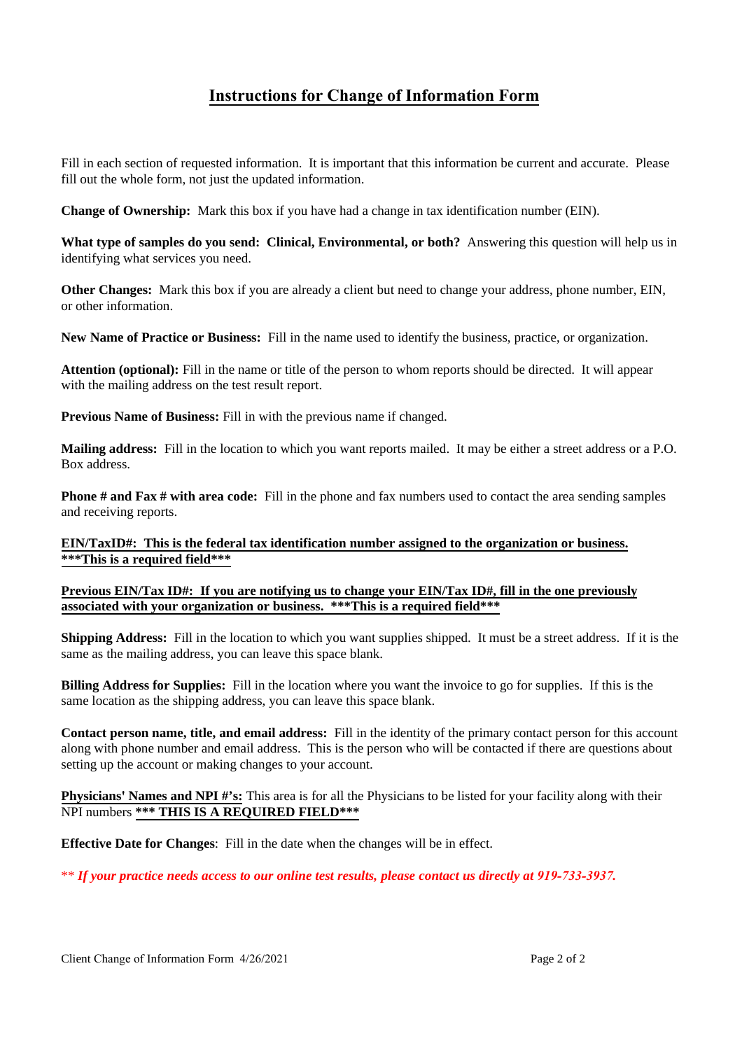# Instructions for Change of Information Form

Fill in each section of requested information. It is important that this information be current and accurate. Please fill out the whole form, not just the updated information.

**Change of Ownership:** Mark this box if you have had a change in tax identification number (EIN).

**What type of samples do you send: Clinical, Environmental, or both?** Answering this question will help us in identifying what services you need.

**Other Changes:** Mark this box if you are already a client but need to change your address, phone number, EIN, or other information.

**New Name of Practice or Business:** Fill in the name used to identify the business, practice, or organization.

**Attention (optional):** Fill in the name or title of the person to whom reports should be directed. It will appear with the mailing address on the test result report.

**Previous Name of Business:** Fill in with the previous name if changed.

**Mailing address:** Fill in the location to which you want reports mailed. It may be either a street address or a P.O. Box address.

**Phone # and Fax # with area code:** Fill in the phone and fax numbers used to contact the area sending samples and receiving reports.

**EIN/TaxID#: This is the federal tax identification number assigned to the organization or business. \*\*\*This is a required field\*\*\***

**Previous EIN/Tax ID#: If you are notifying us to change your EIN/Tax ID#, fill in the one previously associated with your organization or business. \*\*\*This is a required field\*\*\***

**Shipping Address:** Fill in the location to which you want supplies shipped. It must be a street address. If it is the same as the mailing address, you can leave this space blank.

**Billing Address for Supplies:** Fill in the location where you want the invoice to go for supplies. If this is the same location as the shipping address, you can leave this space blank.

**Contact person name, title, and email address:** Fill in the identity of the primary contact person for this account along with phone number and email address. This is the person who will be contacted if there are questions about setting up the account or making changes to your account.

**Physicians' Names and NPI #'s:** This area is for all the Physicians to be listed for your facility along with their NPI numbers **\*\*\* THIS IS A REQUIRED FIELD\*\*\***

**Effective Date for Changes**: Fill in the date when the changes will be in effect.

\*\* ***If your practice needs access to our online test results, please contact us directly at 919-733-3937.***

Client Change of Information Form 4/26/2021